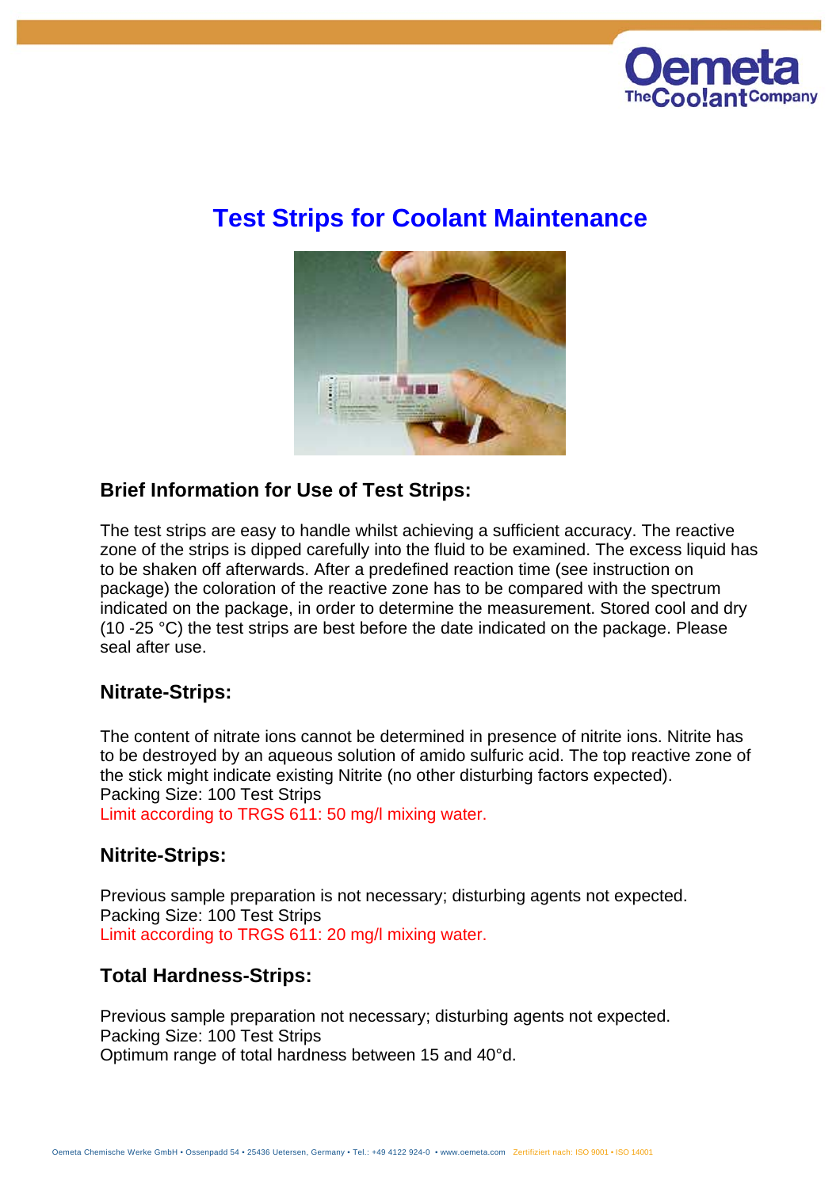# Test Strips for Coolant Maintenance

## Brief Information for Use of Test Strips:

The test strips are easy to handle whilst achieving a sufficient accuracy. The reactive zone of the strips is dipped carefully into the fluid to be examined. The excess liquid has to be shaken off afterwards. After a predefined reaction time (see instruction on package) the coloration of the reactive zone has to be compared with the spectrum indicated on the package, in order to determine the measurement. Stored cool and dry (10 -25 °C) the test strips are best before the date indicated on the package. Please seal after use.

## Nitrate-Strips:

The content of nitrate ions cannot be determined in presence of nitrite ions. Nitrite has to be destroyed by an aqueous solution of amido sulfuric acid. The top reactive zone of the stick might indicate existing Nitrite (no other disturbing factors expected).
Packing Size: 100 Test Strips
Limit according to TRGS 611: 50 mg/l mixing water.

## Nitrite-Strips:

Previous sample preparation is not necessary; disturbing agents not expected.
Packing Size: 100 Test Strips
Limit according to TRGS 611: 20 mg/l mixing water.

## Total Hardness-Strips:

Previous sample preparation not necessary; disturbing agents not expected.
Packing Size: 100 Test Strips
Optimum range of total hardness between 15 and 40°d.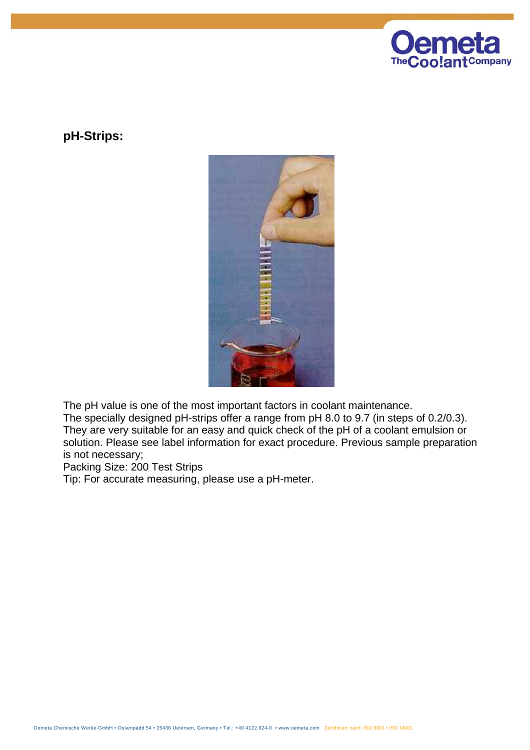**pH-Strips:**

The pH value is one of the most important factors in coolant maintenance.
The specially designed pH-strips offer a range from pH 8.0 to 9.7 (in steps of 0.2/0.3).
They are very suitable for an easy and quick check of the pH of a coolant emulsion or solution. Please see label information for exact procedure. Previous sample preparation is not necessary;
Packing Size: 200 Test Strips
Tip: For accurate measuring, please use a pH-meter.